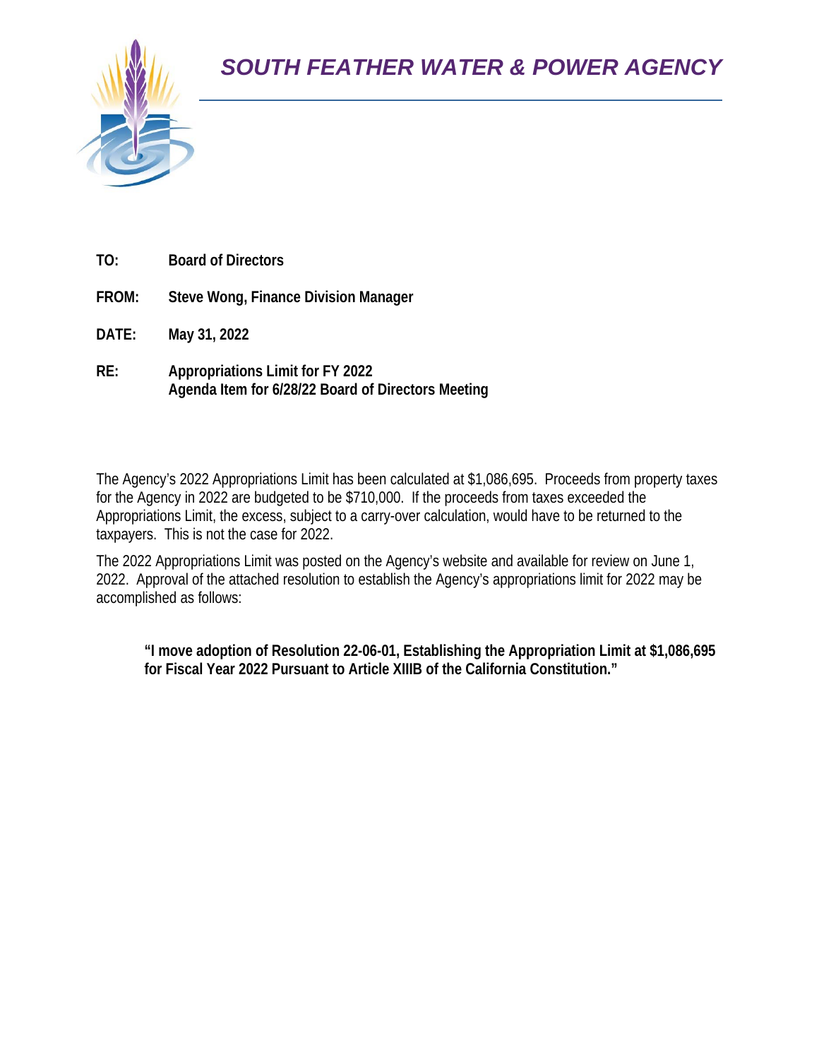# *SOUTH FEATHER WATER & POWER AGENCY*

**TO:** **Board of Directors**

**FROM:** **Steve Wong, Finance Division Manager**

**DATE:** **May 31, 2022**

**RE:** **Appropriations Limit for FY 2022**
**Agenda Item for 6/28/22 Board of Directors Meeting**

The Agency's 2022 Appropriations Limit has been calculated at $1,086,695. Proceeds from property taxes for the Agency in 2022 are budgeted to be $710,000. If the proceeds from taxes exceeded the Appropriations Limit, the excess, subject to a carry-over calculation, would have to be returned to the taxpayers. This is not the case for 2022.

The 2022 Appropriations Limit was posted on the Agency's website and available for review on June 1, 2022. Approval of the attached resolution to establish the Agency's appropriations limit for 2022 may be accomplished as follows:

> **"I move adoption of Resolution 22-06-01, Establishing the Appropriation Limit at $1,086,695 for Fiscal Year 2022 Pursuant to Article XIIIB of the California Constitution."**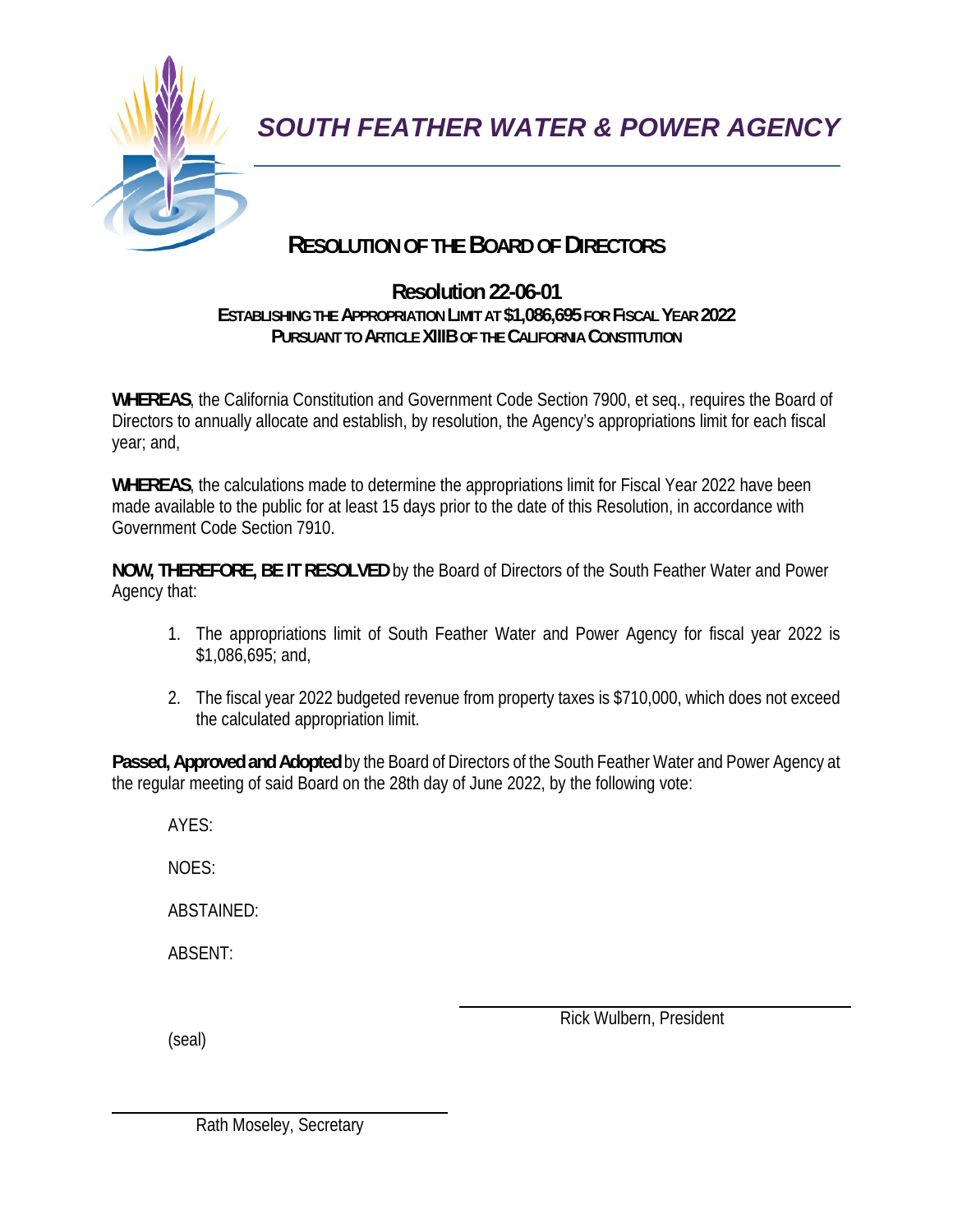*SOUTH FEATHER WATER & POWER AGENCY*

# RESOLUTION OF THE BOARD OF DIRECTORS

## Resolution 22-06-01

**ESTABLISHING THE APPROPRIATION LIMIT AT $1,086,695 FOR FISCAL YEAR 2022**
**PURSUANT TO ARTICLE XIIIB OF THE CALIFORNIA CONSTITUTION**

**WHEREAS**, the California Constitution and Government Code Section 7900, et seq., requires the Board of Directors to annually allocate and establish, by resolution, the Agency's appropriations limit for each fiscal year; and,

**WHEREAS**, the calculations made to determine the appropriations limit for Fiscal Year 2022 have been made available to the public for at least 15 days prior to the date of this Resolution, in accordance with Government Code Section 7910.

**NOW, THEREFORE, BE IT RESOLVED** by the Board of Directors of the South Feather Water and Power Agency that:

1. The appropriations limit of South Feather Water and Power Agency for fiscal year 2022 is $1,086,695; and,
2. The fiscal year 2022 budgeted revenue from property taxes is $710,000, which does not exceed the calculated appropriation limit.

**Passed, Approved and Adopted** by the Board of Directors of the South Feather Water and Power Agency at the regular meeting of said Board on the 28th day of June 2022, by the following vote:

AYES:

NOES:

ABSTAINED:

ABSENT:

\_\_\_\_\_\_\_\_\_\_\_\_\_\_\_\_\_\_\_\_\_\_\_\_\_\_\_\_\_\_
Rick Wulbern, President

(seal)

\_\_\_\_\_\_\_\_\_\_\_\_\_\_\_\_\_\_\_\_\_\_\_\_\_\_\_\_\_\_
Rath Moseley, Secretary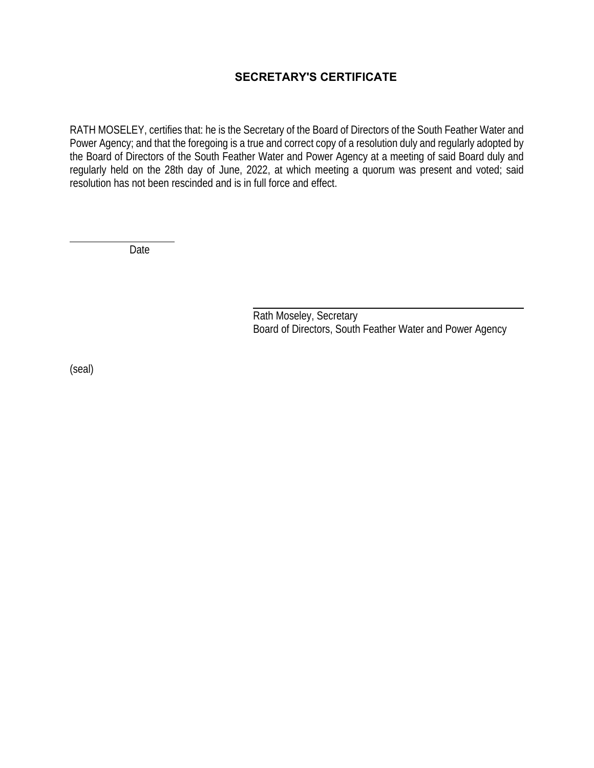# SECRETARY'S CERTIFICATE

RATH MOSELEY, certifies that: he is the Secretary of the Board of Directors of the South Feather Water and Power Agency; and that the foregoing is a true and correct copy of a resolution duly and regularly adopted by the Board of Directors of the South Feather Water and Power Agency at a meeting of said Board duly and regularly held on the 28th day of June, 2022, at which meeting a quorum was present and voted; said resolution has not been rescinded and is in full force and effect.

\_\_\_\_\_\_\_\_\_\_\_\_\_\_\_\_\_\_\_\_
Date

\_\_\_\_\_\_\_\_\_\_\_\_\_\_\_\_\_\_\_\_\_\_\_\_\_\_\_\_\_\_\_\_\_\_\_\_\_\_\_\_
Rath Moseley, Secretary
Board of Directors, South Feather Water and Power Agency

(seal)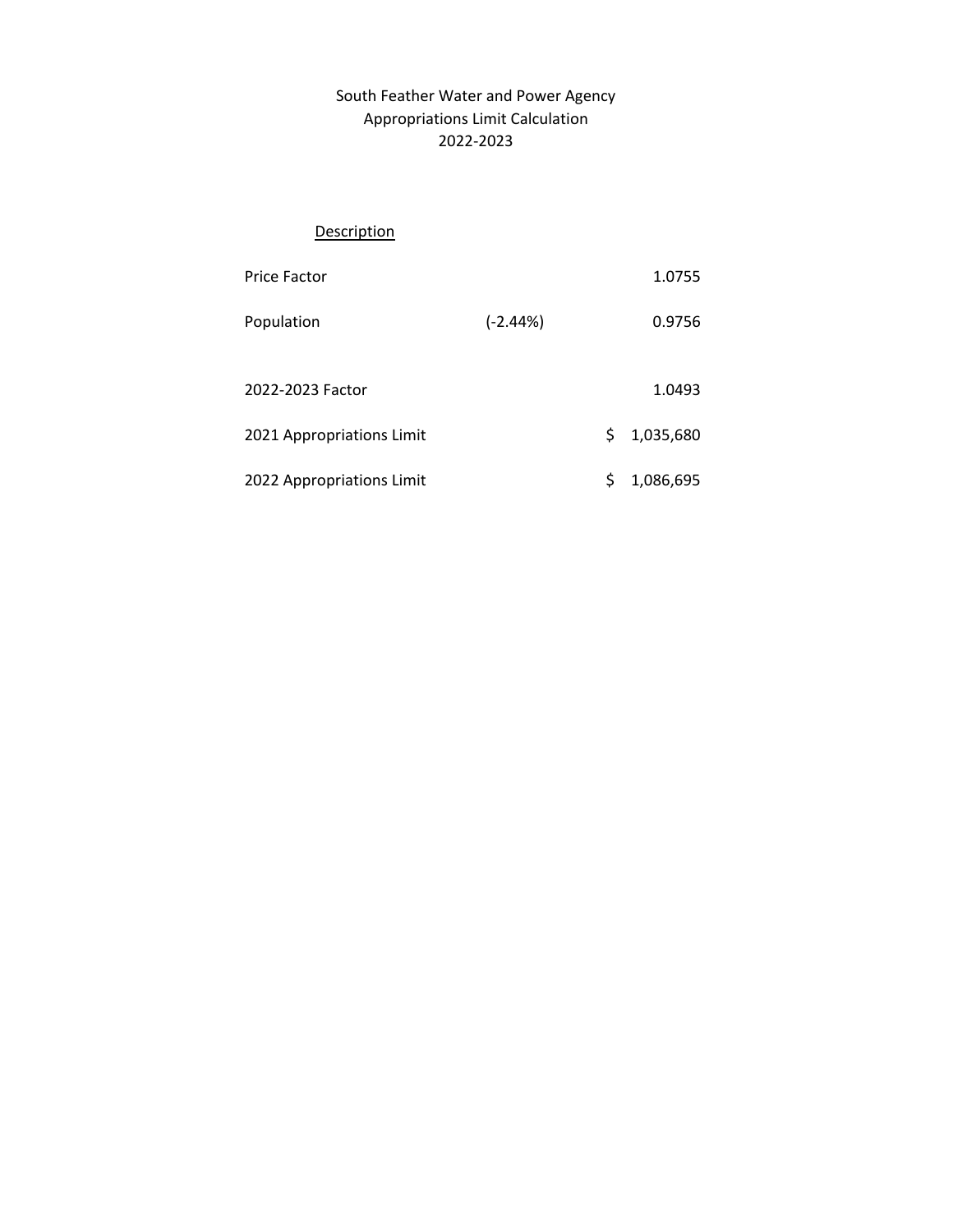# South Feather Water and Power Agency
## Appropriations Limit Calculation
## 2022-2023

| Description | | |
|---|---|---|
| Price Factor | | 1.0755 |
| Population | (-2.44%) | 0.9756 |
| 2022-2023 Factor | | 1.0493 |
| 2021 Appropriations Limit | | $ 1,035,680 |
| 2022 Appropriations Limit | | $ 1,086,695 |